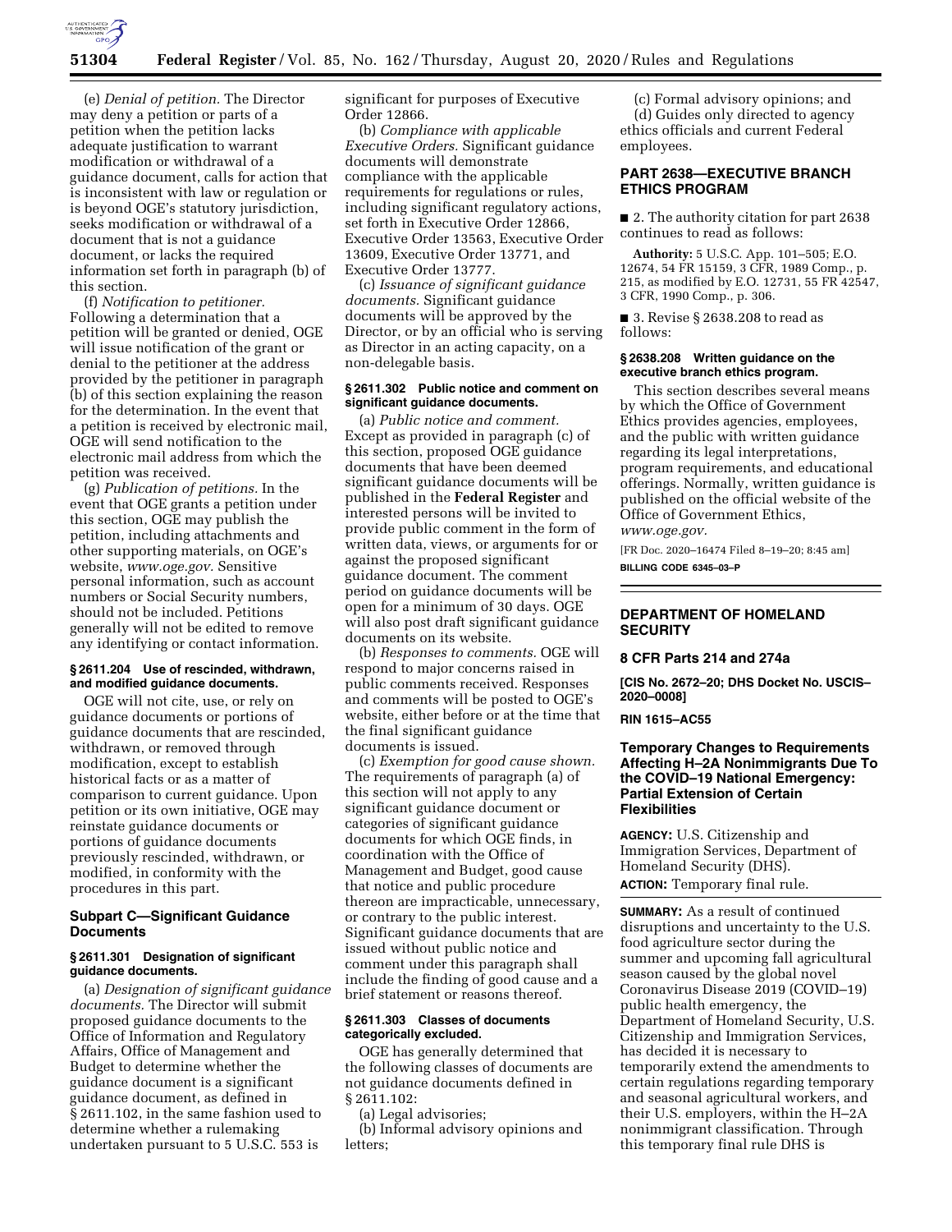(e) *Denial of petition.* The Director may deny a petition or parts of a petition when the petition lacks adequate justification to warrant modification or withdrawal of a guidance document, calls for action that is inconsistent with law or regulation or is beyond OGE's statutory jurisdiction, seeks modification or withdrawal of a document that is not a guidance document, or lacks the required information set forth in paragraph (b) of this section.

(f) *Notification to petitioner.* Following a determination that a petition will be granted or denied, OGE will issue notification of the grant or denial to the petitioner at the address provided by the petitioner in paragraph (b) of this section explaining the reason for the determination. In the event that a petition is received by electronic mail, OGE will send notification to the electronic mail address from which the petition was received.

(g) *Publication of petitions.* In the event that OGE grants a petition under this section, OGE may publish the petition, including attachments and other supporting materials, on OGE's website, *www.oge.gov.* Sensitive personal information, such as account numbers or Social Security numbers, should not be included. Petitions generally will not be edited to remove any identifying or contact information.

#### § 2611.204 Use of rescinded, withdrawn, and modified guidance documents.

OGE will not cite, use, or rely on guidance documents or portions of guidance documents that are rescinded, withdrawn, or removed through modification, except to establish historical facts or as a matter of comparison to current guidance. Upon petition or its own initiative, OGE may reinstate guidance documents or portions of guidance documents previously rescinded, withdrawn, or modified, in conformity with the procedures in this part.

### Subpart C—Significant Guidance Documents

#### § 2611.301 Designation of significant guidance documents.

(a) *Designation of significant guidance documents.* The Director will submit proposed guidance documents to the Office of Information and Regulatory Affairs, Office of Management and Budget to determine whether the guidance document is a significant guidance document, as defined in § 2611.102, in the same fashion used to determine whether a rulemaking undertaken pursuant to 5 U.S.C. 553 is significant for purposes of Executive Order 12866.

(b) *Compliance with applicable Executive Orders.* Significant guidance documents will demonstrate compliance with the applicable requirements for regulations or rules, including significant regulatory actions, set forth in Executive Order 12866, Executive Order 13563, Executive Order 13609, Executive Order 13771, and Executive Order 13777.

(c) *Issuance of significant guidance documents.* Significant guidance documents will be approved by the Director, or by an official who is serving as Director in an acting capacity, on a non-delegable basis.

#### § 2611.302 Public notice and comment on significant guidance documents.

(a) *Public notice and comment.* Except as provided in paragraph (c) of this section, proposed OGE guidance documents that have been deemed significant guidance documents will be published in the **Federal Register** and interested persons will be invited to provide public comment in the form of written data, views, or arguments for or against the proposed significant guidance document. The comment period on guidance documents will be open for a minimum of 30 days. OGE will also post draft significant guidance documents on its website.

(b) *Responses to comments.* OGE will respond to major concerns raised in public comments received. Responses and comments will be posted to OGE's website, either before or at the time that the final significant guidance documents is issued.

(c) *Exemption for good cause shown.* The requirements of paragraph (a) of this section will not apply to any significant guidance document or categories of significant guidance documents for which OGE finds, in coordination with the Office of Management and Budget, good cause that notice and public procedure thereon are impracticable, unnecessary, or contrary to the public interest. Significant guidance documents that are issued without public notice and comment under this paragraph shall include the finding of good cause and a brief statement or reasons thereof.

#### § 2611.303 Classes of documents categorically excluded.

OGE has generally determined that the following classes of documents are not guidance documents defined in § 2611.102:

(a) Legal advisories;

(b) Informal advisory opinions and letters;

(c) Formal advisory opinions; and

(d) Guides only directed to agency ethics officials and current Federal employees.

### PART 2638—EXECUTIVE BRANCH ETHICS PROGRAM

■ 2. The authority citation for part 2638 continues to read as follows:

**Authority:** 5 U.S.C. App. 101–505; E.O. 12674, 54 FR 15159, 3 CFR, 1989 Comp., p. 215, as modified by E.O. 12731, 55 FR 42547, 3 CFR, 1990 Comp., p. 306.

■ 3. Revise § 2638.208 to read as follows:

#### § 2638.208 Written guidance on the executive branch ethics program.

This section describes several means by which the Office of Government Ethics provides agencies, employees, and the public with written guidance regarding its legal interpretations, program requirements, and educational offerings. Normally, written guidance is published on the official website of the Office of Government Ethics, *www.oge.gov.*

[FR Doc. 2020–16474 Filed 8–19–20; 8:45 am]

**BILLING CODE 6345–03–P**

---

## DEPARTMENT OF HOMELAND SECURITY

### 8 CFR Parts 214 and 274a

**[CIS No. 2672–20; DHS Docket No. USCIS–2020–0008]**

**RIN 1615–AC55**

### Temporary Changes to Requirements Affecting H–2A Nonimmigrants Due To the COVID–19 National Emergency: Partial Extension of Certain Flexibilities

**AGENCY:** U.S. Citizenship and Immigration Services, Department of Homeland Security (DHS).

**ACTION:** Temporary final rule.

**SUMMARY:** As a result of continued disruptions and uncertainty to the U.S. food agriculture sector during the summer and upcoming fall agricultural season caused by the global novel Coronavirus Disease 2019 (COVID–19) public health emergency, the Department of Homeland Security, U.S. Citizenship and Immigration Services, has decided it is necessary to temporarily extend the amendments to certain regulations regarding temporary and seasonal agricultural workers, and their U.S. employers, within the H–2A nonimmigrant classification. Through this temporary final rule DHS is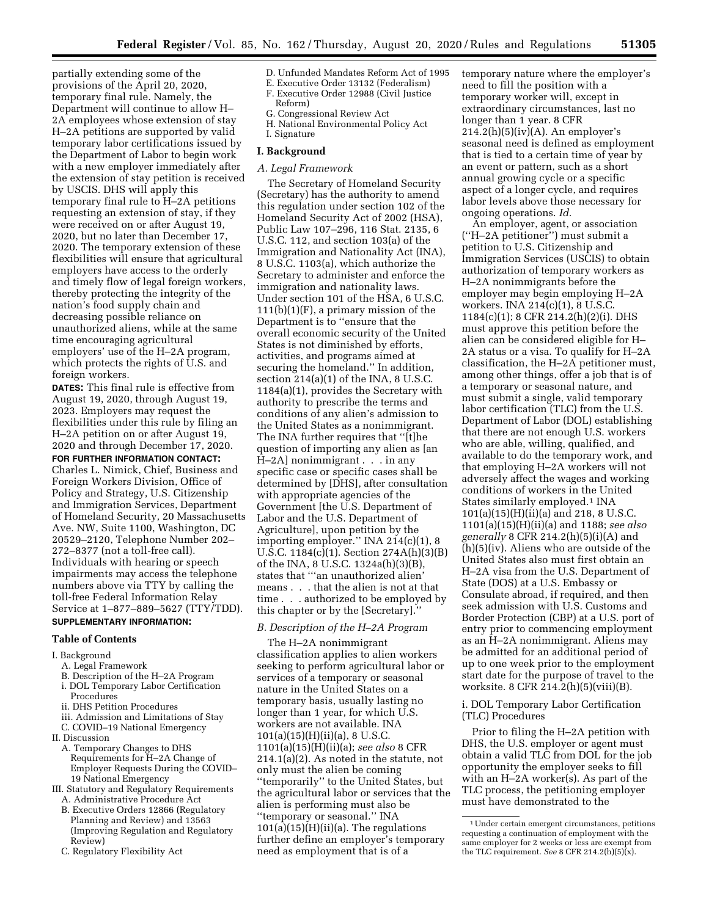partially extending some of the provisions of the April 20, 2020, temporary final rule. Namely, the Department will continue to allow H–2A employees whose extension of stay H–2A petitions are supported by valid temporary labor certifications issued by the Department of Labor to begin work with a new employer immediately after the extension of stay petition is received by USCIS. DHS will apply this temporary final rule to H–2A petitions requesting an extension of stay, if they were received on or after August 19, 2020, but no later than December 17, 2020. The temporary extension of these flexibilities will ensure that agricultural employers have access to the orderly and timely flow of legal foreign workers, thereby protecting the integrity of the nation's food supply chain and decreasing possible reliance on unauthorized aliens, while at the same time encouraging agricultural employers' use of the H–2A program, which protects the rights of U.S. and foreign workers.

**DATES:** This final rule is effective from August 19, 2020, through August 19, 2023. Employers may request the flexibilities under this rule by filing an H–2A petition on or after August 19, 2020 and through December 17, 2020.

**FOR FURTHER INFORMATION CONTACT:** Charles L. Nimick, Chief, Business and Foreign Workers Division, Office of Policy and Strategy, U.S. Citizenship and Immigration Services, Department of Homeland Security, 20 Massachusetts Ave. NW, Suite 1100, Washington, DC 20529–2120, Telephone Number 202–272–8377 (not a toll-free call). Individuals with hearing or speech impairments may access the telephone numbers above via TTY by calling the toll-free Federal Information Relay Service at 1–877–889–5627 (TTY/TDD).

**SUPPLEMENTARY INFORMATION:**

**Table of Contents**

I. Background
  A. Legal Framework
  B. Description of the H–2A Program
  i. DOL Temporary Labor Certification Procedures
  ii. DHS Petition Procedures
  iii. Admission and Limitations of Stay
  C. COVID–19 National Emergency
II. Discussion
  A. Temporary Changes to DHS Requirements for H–2A Change of Employer Requests During the COVID–19 National Emergency
III. Statutory and Regulatory Requirements
  A. Administrative Procedure Act
  B. Executive Orders 12866 (Regulatory Planning and Review) and 13563 (Improving Regulation and Regulatory Review)
  C. Regulatory Flexibility Act
  D. Unfunded Mandates Reform Act of 1995
  E. Executive Order 13132 (Federalism)
  F. Executive Order 12988 (Civil Justice Reform)
  G. Congressional Review Act
  H. National Environmental Policy Act
  I. Signature

## I. Background

### A. Legal Framework

The Secretary of Homeland Security (Secretary) has the authority to amend this regulation under section 102 of the Homeland Security Act of 2002 (HSA), Public Law 107–296, 116 Stat. 2135, 6 U.S.C. 112, and section 103(a) of the Immigration and Nationality Act (INA), 8 U.S.C. 1103(a), which authorize the Secretary to administer and enforce the immigration and nationality laws. Under section 101 of the HSA, 6 U.S.C. 111(b)(1)(F), a primary mission of the Department is to "ensure that the overall economic security of the United States is not diminished by efforts, activities, and programs aimed at securing the homeland." In addition, section 214(a)(1) of the INA, 8 U.S.C. 1184(a)(1), provides the Secretary with authority to prescribe the terms and conditions of any alien's admission to the United States as a nonimmigrant. The INA further requires that "[t]he question of importing any alien as [an H–2A] nonimmigrant . . . in any specific case or specific cases shall be determined by [DHS], after consultation with appropriate agencies of the Government [the U.S. Department of Labor and the U.S. Department of Agriculture], upon petition by the importing employer." INA 214(c)(1), 8 U.S.C. 1184(c)(1). Section 274A(h)(3)(B) of the INA, 8 U.S.C. 1324a(h)(3)(B), states that "'an unauthorized alien' means . . . that the alien is not at that time . . . authorized to be employed by this chapter or by the [Secretary]."

### B. Description of the H–2A Program

The H–2A nonimmigrant classification applies to alien workers seeking to perform agricultural labor or services of a temporary or seasonal nature in the United States on a temporary basis, usually lasting no longer than 1 year, for which U.S. workers are not available. INA 101(a)(15)(H)(ii)(a), 8 U.S.C. 1101(a)(15)(H)(ii)(a); *see also* 8 CFR 214.1(a)(2). As noted in the statute, not only must the alien be coming "temporarily" to the United States, but the agricultural labor or services that the alien is performing must also be "temporary or seasonal." INA 101(a)(15)(H)(ii)(a). The regulations further define an employer's temporary need as employment that is of a temporary nature where the employer's need to fill the position with a temporary worker will, except in extraordinary circumstances, last no longer than 1 year. 8 CFR 214.2(h)(5)(iv)(A). An employer's seasonal need is defined as employment that is tied to a certain time of year by an event or pattern, such as a short annual growing cycle or a specific aspect of a longer cycle, and requires labor levels above those necessary for ongoing operations. *Id.*

An employer, agent, or association ("H–2A petitioner") must submit a petition to U.S. Citizenship and Immigration Services (USCIS) to obtain authorization of temporary workers as H–2A nonimmigrants before the employer may begin employing H–2A workers. INA 214(c)(1), 8 U.S.C. 1184(c)(1); 8 CFR 214.2(h)(2)(i). DHS must approve this petition before the alien can be considered eligible for H–2A status or a visa. To qualify for H–2A classification, the H–2A petitioner must, among other things, offer a job that is of a temporary or seasonal nature, and must submit a single, valid temporary labor certification (TLC) from the U.S. Department of Labor (DOL) establishing that there are not enough U.S. workers who are able, willing, qualified, and available to do the temporary work, and that employing H–2A workers will not adversely affect the wages and working conditions of workers in the United States similarly employed.[1] INA 101(a)(15)(H)(ii)(a) and 218, 8 U.S.C. 1101(a)(15)(H)(ii)(a) and 1188; *see also generally* 8 CFR 214.2(h)(5)(i)(A) and (h)(5)(iv). Aliens who are outside of the United States also must first obtain an H–2A visa from the U.S. Department of State (DOS) at a U.S. Embassy or Consulate abroad, if required, and then seek admission with U.S. Customs and Border Protection (CBP) at a U.S. port of entry prior to commencing employment as an H–2A nonimmigrant. Aliens may be admitted for an additional period of up to one week prior to the employment start date for the purpose of travel to the worksite. 8 CFR 214.2(h)(5)(viii)(B).

#### i. DOL Temporary Labor Certification (TLC) Procedures

Prior to filing the H–2A petition with DHS, the U.S. employer or agent must obtain a valid TLC from DOL for the job opportunity the employer seeks to fill with an H–2A worker(s). As part of the TLC process, the petitioning employer must have demonstrated to the

[1] Under certain emergent circumstances, petitions requesting a continuation of employment with the same employer for 2 weeks or less are exempt from the TLC requirement. *See* 8 CFR 214.2(h)(5)(x).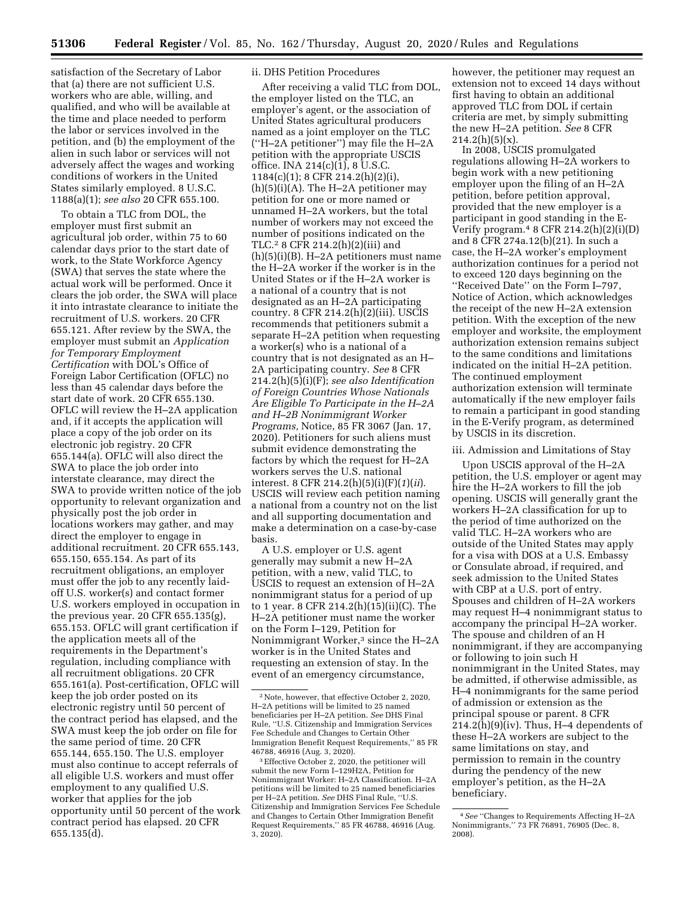satisfaction of the Secretary of Labor that (a) there are not sufficient U.S. workers who are able, willing, and qualified, and who will be available at the time and place needed to perform the labor or services involved in the petition, and (b) the employment of the alien in such labor or services will not adversely affect the wages and working conditions of workers in the United States similarly employed. 8 U.S.C. 1188(a)(1); *see also* 20 CFR 655.100.

To obtain a TLC from DOL, the employer must first submit an agricultural job order, within 75 to 60 calendar days prior to the start date of work, to the State Workforce Agency (SWA) that serves the state where the actual work will be performed. Once it clears the job order, the SWA will place it into intrastate clearance to initiate the recruitment of U.S. workers. 20 CFR 655.121. After review by the SWA, the employer must submit an *Application for Temporary Employment Certification* with DOL's Office of Foreign Labor Certification (OFLC) no less than 45 calendar days before the start date of work. 20 CFR 655.130. OFLC will review the H–2A application and, if it accepts the application will place a copy of the job order on its electronic job registry. 20 CFR 655.144(a). OFLC will also direct the SWA to place the job order into interstate clearance, may direct the SWA to provide written notice of the job opportunity to relevant organization and physically post the job order in locations workers may gather, and may direct the employer to engage in additional recruitment. 20 CFR 655.143, 655.150, 655.154. As part of its recruitment obligations, an employer must offer the job to any recently laid-off U.S. worker(s) and contact former U.S. workers employed in occupation in the previous year. 20 CFR 655.135(g), 655.153. OFLC will grant certification if the application meets all of the requirements in the Department's regulation, including compliance with all recruitment obligations. 20 CFR 655.161(a). Post-certification, OFLC will keep the job order posted on its electronic registry until 50 percent of the contract period has elapsed, and the SWA must keep the job order on file for the same period of time. 20 CFR 655.144, 655.150. The U.S. employer must also continue to accept referrals of all eligible U.S. workers and must offer employment to any qualified U.S. worker that applies for the job opportunity until 50 percent of the work contract period has elapsed. 20 CFR 655.135(d).

ii. DHS Petition Procedures

After receiving a valid TLC from DOL, the employer listed on the TLC, an employer's agent, or the association of United States agricultural producers named as a joint employer on the TLC ("H–2A petitioner") may file the H–2A petition with the appropriate USCIS office. INA 214(c)(1), 8 U.S.C. 1184(c)(1); 8 CFR 214.2(h)(2)(i), (h)(5)(i)(A). The H–2A petitioner may petition for one or more named or unnamed H–2A workers, but the total number of workers may not exceed the number of positions indicated on the TLC.[2] 8 CFR 214.2(h)(2)(iii) and (h)(5)(i)(B). H–2A petitioners must name the H–2A worker if the worker is in the United States or if the H–2A worker is a national of a country that is not designated as an H–2A participating country. 8 CFR 214.2(h)(2)(iii). USCIS recommends that petitioners submit a separate H–2A petition when requesting a worker(s) who is a national of a country that is not designated as an H–2A participating country. *See* 8 CFR 214.2(h)(5)(i)(F); *see also Identification of Foreign Countries Whose Nationals Are Eligible To Participate in the H–2A and H–2B Nonimmigrant Worker Programs,* Notice, 85 FR 3067 (Jan. 17, 2020). Petitioners for such aliens must submit evidence demonstrating the factors by which the request for H–2A workers serves the U.S. national interest. 8 CFR 214.2(h)(5)(i)(F)(*1*)(*ii*). USCIS will review each petition naming a national from a country not on the list and all supporting documentation and make a determination on a case-by-case basis.

A U.S. employer or U.S. agent generally may submit a new H–2A petition, with a new, valid TLC, to USCIS to request an extension of H–2A nonimmigrant status for a period of up to 1 year. 8 CFR 214.2(h)(15)(ii)(C). The H–2A petitioner must name the worker on the Form I–129, Petition for Nonimmigrant Worker,[3] since the H–2A worker is in the United States and requesting an extension of stay. In the event of an emergency circumstance, however, the petitioner may request an extension not to exceed 14 days without first having to obtain an additional approved TLC from DOL if certain criteria are met, by simply submitting the new H–2A petition. *See* 8 CFR 214.2(h)(5)(x).

In 2008, USCIS promulgated regulations allowing H–2A workers to begin work with a new petitioning employer upon the filing of an H–2A petition, before petition approval, provided that the new employer is a participant in good standing in the E-Verify program.[4] 8 CFR 214.2(h)(2)(i)(D) and 8 CFR 274a.12(b)(21). In such a case, the H–2A worker's employment authorization continues for a period not to exceed 120 days beginning on the "Received Date" on the Form I–797, Notice of Action, which acknowledges the receipt of the new H–2A extension petition. With the exception of the new employer and worksite, the employment authorization extension remains subject to the same conditions and limitations indicated on the initial H–2A petition. The continued employment authorization extension will terminate automatically if the new employer fails to remain a participant in good standing in the E-Verify program, as determined by USCIS in its discretion.

iii. Admission and Limitations of Stay

Upon USCIS approval of the H–2A petition, the U.S. employer or agent may hire the H–2A workers to fill the job opening. USCIS will generally grant the workers H–2A classification for up to the period of time authorized on the valid TLC. H–2A workers who are outside of the United States may apply for a visa with DOS at a U.S. Embassy or Consulate abroad, if required, and seek admission to the United States with CBP at a U.S. port of entry. Spouses and children of H–2A workers may request H–4 nonimmigrant status to accompany the principal H–2A worker. The spouse and children of an H nonimmigrant, if they are accompanying or following to join such H nonimmigrant in the United States, may be admitted, if otherwise admissible, as H–4 nonimmigrants for the same period of admission or extension as the principal spouse or parent. 8 CFR 214.2(h)(9)(iv). Thus, H–4 dependents of these H–2A workers are subject to the same limitations on stay, and permission to remain in the country during the pendency of the new employer's petition, as the H–2A beneficiary.

---

[2] Note, however, that effective October 2, 2020, H–2A petitions will be limited to 25 named beneficiaries per H–2A petition. *See* DHS Final Rule, "U.S. Citizenship and Immigration Services Fee Schedule and Changes to Certain Other Immigration Benefit Request Requirements," 85 FR 46788, 46916 (Aug. 3, 2020).

[3] Effective October 2, 2020, the petitioner will submit the new Form I–129H2A, Petition for Nonimmigrant Worker: H–2A Classification. H–2A petitions will be limited to 25 named beneficiaries per H–2A petition. *See* DHS Final Rule, "U.S. Citizenship and Immigration Services Fee Schedule and Changes to Certain Other Immigration Benefit Request Requirements," 85 FR 46788, 46916 (Aug. 3, 2020).

[4] *See* "Changes to Requirements Affecting H–2A Nonimmigrants," 73 FR 76891, 76905 (Dec. 8, 2008).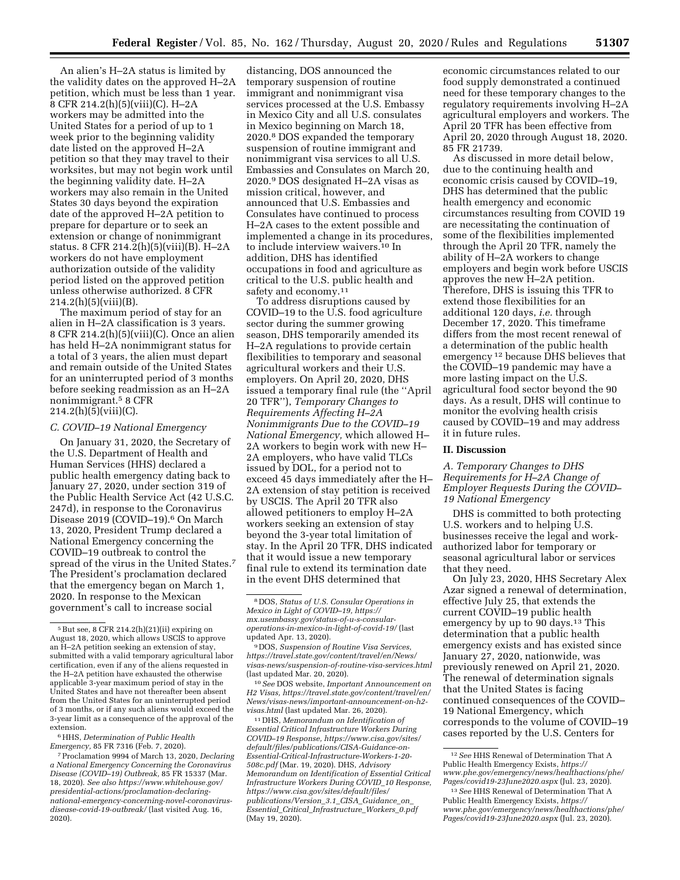An alien's H–2A status is limited by the validity dates on the approved H–2A petition, which must be less than 1 year. 8 CFR 214.2(h)(5)(viii)(C). H–2A workers may be admitted into the United States for a period of up to 1 week prior to the beginning validity date listed on the approved H–2A petition so that they may travel to their worksites, but may not begin work until the beginning validity date. H–2A workers may also remain in the United States 30 days beyond the expiration date of the approved H–2A petition to prepare for departure or to seek an extension or change of nonimmigrant status. 8 CFR 214.2(h)(5)(viii)(B). H–2A workers do not have employment authorization outside of the validity period listed on the approved petition unless otherwise authorized. 8 CFR 214.2(h)(5)(viii)(B).

The maximum period of stay for an alien in H–2A classification is 3 years. 8 CFR 214.2(h)(5)(viii)(C). Once an alien has held H–2A nonimmigrant status for a total of 3 years, the alien must depart and remain outside of the United States for an uninterrupted period of 3 months before seeking readmission as an H–2A nonimmigrant.[5] 8 CFR 214.2(h)(5)(viii)(C).

### C. COVID–19 National Emergency

On January 31, 2020, the Secretary of the U.S. Department of Health and Human Services (HHS) declared a public health emergency dating back to January 27, 2020, under section 319 of the Public Health Service Act (42 U.S.C. 247d), in response to the Coronavirus Disease 2019 (COVID–19).[6] On March 13, 2020, President Trump declared a National Emergency concerning the COVID–19 outbreak to control the spread of the virus in the United States.[7] The President's proclamation declared that the emergency began on March 1, 2020. In response to the Mexican government's call to increase social distancing, DOS announced the temporary suspension of routine immigrant and nonimmigrant visa services processed at the U.S. Embassy in Mexico City and all U.S. consulates in Mexico beginning on March 18, 2020.[8] DOS expanded the temporary suspension of routine immigrant and nonimmigrant visa services to all U.S. Embassies and Consulates on March 20, 2020.[9] DOS designated H–2A visas as mission critical, however, and announced that U.S. Embassies and Consulates have continued to process H–2A cases to the extent possible and implemented a change in its procedures, to include interview waivers.[10] In addition, DHS has identified occupations in food and agriculture as critical to the U.S. public health and safety and economy.[11]

To address disruptions caused by COVID–19 to the U.S. food agriculture sector during the summer growing season, DHS temporarily amended its H–2A regulations to provide certain flexibilities to temporary and seasonal agricultural workers and their U.S. employers. On April 20, 2020, DHS issued a temporary final rule (the ''April 20 TFR''), *Temporary Changes to Requirements Affecting H–2A Nonimmigrants Due to the COVID–19 National Emergency,* which allowed H–2A workers to begin work with new H–2A employers, who have valid TLCs issued by DOL, for a period not to exceed 45 days immediately after the H–2A extension of stay petition is received by USCIS. The April 20 TFR also allowed petitioners to employ H–2A workers seeking an extension of stay beyond the 3-year total limitation of stay. In the April 20 TFR, DHS indicated that it would issue a new temporary final rule to extend its termination date in the event DHS determined that economic circumstances related to our food supply demonstrated a continued need for these temporary changes to the regulatory requirements involving H–2A agricultural employers and workers. The April 20 TFR has been effective from April 20, 2020 through August 18, 2020. 85 FR 21739.

As discussed in more detail below, due to the continuing health and economic crisis caused by COVID–19, DHS has determined that the public health emergency and economic circumstances resulting from COVID 19 are necessitating the continuation of some of the flexibilities implemented through the April 20 TFR, namely the ability of H–2A workers to change employers and begin work before USCIS approves the new H–2A petition. Therefore, DHS is issuing this TFR to extend those flexibilities for an additional 120 days, *i.e.* through December 17, 2020. This timeframe differs from the most recent renewal of a determination of the public health emergency[12] because DHS believes that the COVID–19 pandemic may have a more lasting impact on the U.S. agricultural food sector beyond the 90 days. As a result, DHS will continue to monitor the evolving health crisis caused by COVID–19 and may address it in future rules.

## II. Discussion

### A. Temporary Changes to DHS Requirements for H–2A Change of Employer Requests During the COVID–19 National Emergency

DHS is committed to both protecting U.S. workers and to helping U.S. businesses receive the legal and work-authorized labor for temporary or seasonal agricultural labor or services that they need.

On July 23, 2020, HHS Secretary Alex Azar signed a renewal of determination, effective July 25, that extends the current COVID–19 public health emergency by up to 90 days.[13] This determination that a public health emergency exists and has existed since January 27, 2020, nationwide, was previously renewed on April 21, 2020. The renewal of determination signals that the United States is facing continued consequences of the COVID–19 National Emergency, which corresponds to the volume of COVID–19 cases reported by the U.S. Centers for

---

[5] But see, 8 CFR 214.2(h)(21)(ii) expiring on August 18, 2020, which allows USCIS to approve an H–2A petition seeking an extension of stay, submitted with a valid temporary agricultural labor certification, even if any of the aliens requested in the H–2A petition have exhausted the otherwise applicable 3-year maximum period of stay in the United States and have not thereafter been absent from the United States for an uninterrupted period of 3 months, or if any such aliens would exceed the 3-year limit as a consequence of the approval of the extension.

[6] HHS, *Determination of Public Health Emergency,* 85 FR 7316 (Feb. 7, 2020).

[7] Proclamation 9994 of March 13, 2020, *Declaring a National Emergency Concerning the Coronavirus Disease (COVID–19) Outbreak,* 85 FR 15337 (Mar. 18, 2020). *See also https://www.whitehouse.gov/presidential-actions/proclamation-declaring-national-emergency-concerning-novel-coronavirus-disease-covid-19-outbreak/* (last visited Aug. 16, 2020).

[8] DOS, *Status of U.S. Consular Operations in Mexico in Light of COVID–19, https://mx.usembassy.gov/status-of-u-s-consular-operations-in-mexico-in-light-of-covid-19/* (last updated Apr. 13, 2020).

[9] DOS, *Suspension of Routine Visa Services, https://travel.state.gov/content/travel/en/News/visas-news/suspension-of-routine-visa-services.html* (last updated Mar. 20, 2020).

[10] *See* DOS website, *Important Announcement on H2 Visas, https://travel.state.gov/content/travel/en/News/visas-news/important-announcement-on-h2-visas.html* (last updated Mar. 26, 2020).

[11] DHS, *Memorandum on Identification of Essential Critical Infrastructure Workers During COVID–19 Response, https://www.cisa.gov/sites/default/files/publications/CISA-Guidance-on-Essential-Critical-Infrastructure-Workers-1-20-508c.pdf* (Mar. 19, 2020). DHS, *Advisory Memorandum on Identification of Essential Critical Infrastructure Workers During COVID_10 Response, https://www.cisa.gov/sites/default/files/publications/Version_3.1_CISA_Guidance_on_Essential_Critical_Infrastructure_Workers_0.pdf* (May 19, 2020).

[12] *See* HHS Renewal of Determination That A Public Health Emergency Exists, *https://www.phe.gov/emergency/news/healthactions/phe/Pages/covid19-23June2020.aspx* (Jul. 23, 2020).

[13] *See* HHS Renewal of Determination That A Public Health Emergency Exists, *https://www.phe.gov/emergency/news/healthactions/phe/Pages/covid19-23June2020.aspx* (Jul. 23, 2020).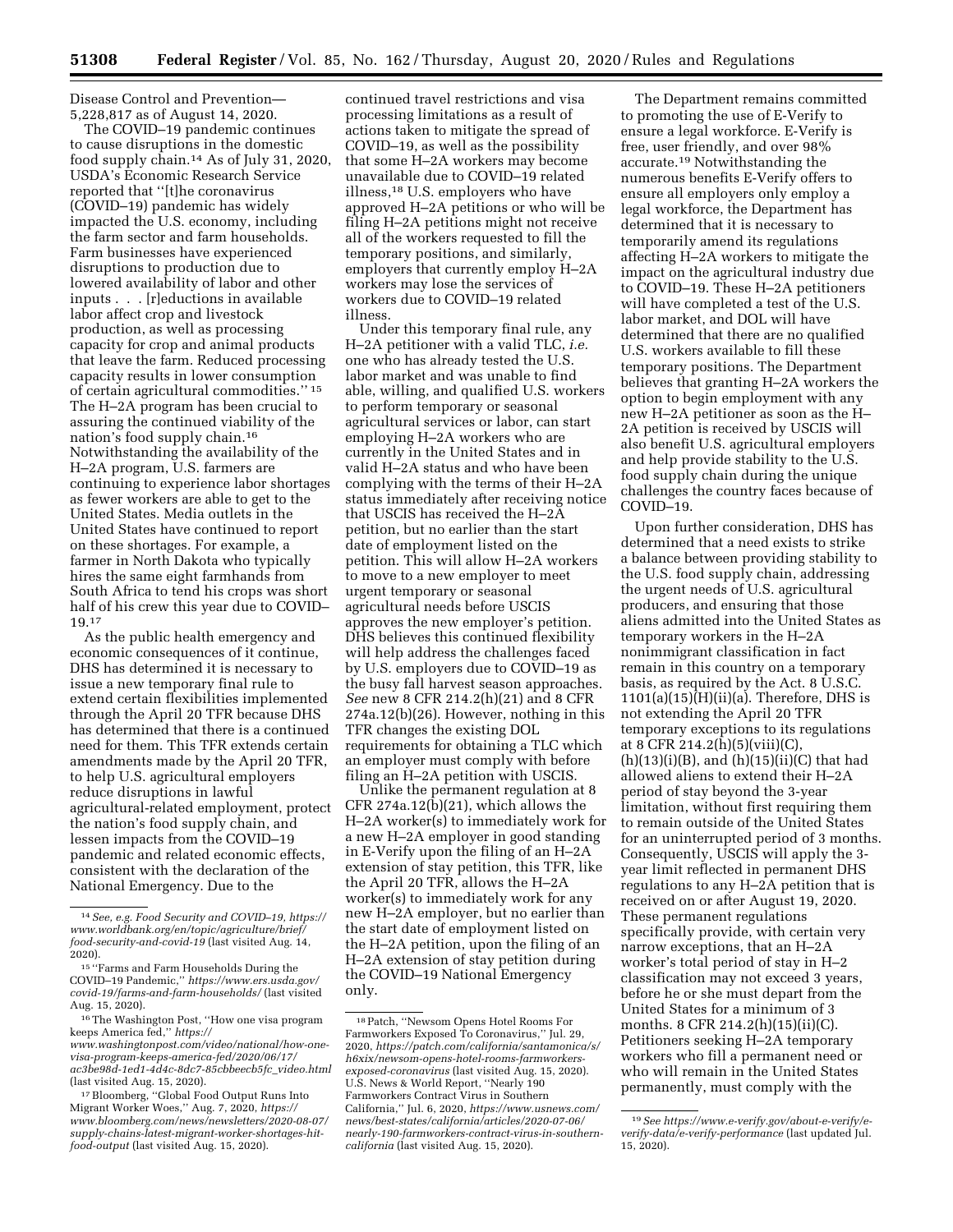Disease Control and Prevention—5,228,817 as of August 14, 2020.

The COVID–19 pandemic continues to cause disruptions in the domestic food supply chain.[14] As of July 31, 2020, USDA's Economic Research Service reported that "[t]he coronavirus (COVID–19) pandemic has widely impacted the U.S. economy, including the farm sector and farm households. Farm businesses have experienced disruptions to production due to lowered availability of labor and other inputs . . . [r]eductions in available labor affect crop and livestock production, as well as processing capacity for crop and animal products that leave the farm. Reduced processing capacity results in lower consumption of certain agricultural commodities." [15] The H–2A program has been crucial to assuring the continued viability of the nation's food supply chain.[16] Notwithstanding the availability of the H–2A program, U.S. farmers are continuing to experience labor shortages as fewer workers are able to get to the United States. Media outlets in the United States have continued to report on these shortages. For example, a farmer in North Dakota who typically hires the same eight farmhands from South Africa to tend his crops was short half of his crew this year due to COVID–19.[17]

As the public health emergency and economic consequences of it continue, DHS has determined it is necessary to issue a new temporary final rule to extend certain flexibilities implemented through the April 20 TFR because DHS has determined that there is a continued need for them. This TFR extends certain amendments made by the April 20 TFR, to help U.S. agricultural employers reduce disruptions in lawful agricultural-related employment, protect the nation's food supply chain, and lessen impacts from the COVID–19 pandemic and related economic effects, consistent with the declaration of the National Emergency. Due to the continued travel restrictions and visa processing limitations as a result of actions taken to mitigate the spread of COVID–19, as well as the possibility that some H–2A workers may become unavailable due to COVID–19 related illness,[18] U.S. employers who have approved H–2A petitions or who will be filing H–2A petitions might not receive all of the workers requested to fill the temporary positions, and similarly, employers that currently employ H–2A workers may lose the services of workers due to COVID–19 related illness.

Under this temporary final rule, any H–2A petitioner with a valid TLC, *i.e.* one who has already tested the U.S. labor market and was unable to find able, willing, and qualified U.S. workers to perform temporary or seasonal agricultural services or labor, can start employing H–2A workers who are currently in the United States and in valid H–2A status and who have been complying with the terms of their H–2A status immediately after receiving notice that USCIS has received the H–2A petition, but no earlier than the start date of employment listed on the petition. This will allow H–2A workers to move to a new employer to meet urgent temporary or seasonal agricultural needs before USCIS approves the new employer's petition. DHS believes this continued flexibility will help address the challenges faced by U.S. employers due to COVID–19 as the busy fall harvest season approaches. *See* new 8 CFR 214.2(h)(21) and 8 CFR 274a.12(b)(26). However, nothing in this TFR changes the existing DOL requirements for obtaining a TLC which an employer must comply with before filing an H–2A petition with USCIS.

Unlike the permanent regulation at 8 CFR 274a.12(b)(21), which allows the H–2A worker(s) to immediately work for a new H–2A employer in good standing in E-Verify upon the filing of an H–2A extension of stay petition, this TFR, like the April 20 TFR, allows the H–2A worker(s) to immediately work for any new H–2A employer, but no earlier than the start date of employment listed on the H–2A petition, upon the filing of an H–2A extension of stay petition during the COVID–19 National Emergency only.

The Department remains committed to promoting the use of E-Verify to ensure a legal workforce. E-Verify is free, user friendly, and over 98% accurate.[19] Notwithstanding the numerous benefits E-Verify offers to ensure all employers only employ a legal workforce, the Department has determined that it is necessary to temporarily amend its regulations affecting H–2A workers to mitigate the impact on the agricultural industry due to COVID–19. These H–2A petitioners will have completed a test of the U.S. labor market, and DOL will have determined that there are no qualified U.S. workers available to fill these temporary positions. The Department believes that granting H–2A workers the option to begin employment with any new H–2A petitioner as soon as the H–2A petition is received by USCIS will also benefit U.S. agricultural employers and help provide stability to the U.S. food supply chain during the unique challenges the country faces because of COVID–19.

Upon further consideration, DHS has determined that a need exists to strike a balance between providing stability to the U.S. food supply chain, addressing the urgent needs of U.S. agricultural producers, and ensuring that those aliens admitted into the United States as temporary workers in the H–2A nonimmigrant classification in fact remain in this country on a temporary basis, as required by the Act. 8 U.S.C. 1101(a)(15)(H)(ii)(a). Therefore, DHS is not extending the April 20 TFR temporary exceptions to its regulations at 8 CFR 214.2(h)(5)(viii)(C), (h)(13)(i)(B), and (h)(15)(ii)(C) that had allowed aliens to extend their H–2A period of stay beyond the 3-year limitation, without first requiring them to remain outside of the United States for an uninterrupted period of 3 months. Consequently, USCIS will apply the 3-year limit reflected in permanent DHS regulations to any H–2A petition that is received on or after August 19, 2020. These permanent regulations specifically provide, with certain very narrow exceptions, that an H–2A worker's total period of stay in H–2 classification may not exceed 3 years, before he or she must depart from the United States for a minimum of 3 months. 8 CFR 214.2(h)(15)(ii)(C). Petitioners seeking H–2A temporary workers who fill a permanent need or who will remain in the United States permanently, must comply with the

---

[14] *See, e.g. Food Security and COVID–19, https://www.worldbank.org/en/topic/agriculture/brief/food-security-and-covid-19* (last visited Aug. 14, 2020).

[15] "Farms and Farm Households During the COVID–19 Pandemic," *https://www.ers.usda.gov/covid-19/farms-and-farm-households/* (last visited Aug. 15, 2020).

[16] The Washington Post, "How one visa program keeps America fed," *https://www.washingtonpost.com/video/national/how-one-visa-program-keeps-america-fed/2020/06/17/ac3be98d-1ed1-4d4c-8dc7-85cbbeecb5fc_video.html* (last visited Aug. 15, 2020).

[17] Bloomberg, "Global Food Output Runs Into Migrant Worker Woes," Aug. 7, 2020, *https://www.bloomberg.com/news/newsletters/2020-08-07/supply-chains-latest-migrant-worker-shortages-hit-food-output* (last visited Aug. 15, 2020).

[18] Patch, "Newsom Opens Hotel Rooms For Farmworkers Exposed To Coronavirus," Jul. 29, 2020, *https://patch.com/california/santamonica/s/h6xix/newsom-opens-hotel-rooms-farmworkers-exposed-coronavirus* (last visited Aug. 15, 2020). U.S. News & World Report, "Nearly 190 Farmworkers Contract Virus in Southern California," Jul. 6, 2020, *https://www.usnews.com/news/best-states/california/articles/2020-07-06/nearly-190-farmworkers-contract-virus-in-southern-california* (last visited Aug. 15, 2020).

[19] *See https://www.e-verify.gov/about-e-verify/e-verify-data/e-verify-performance* (last updated Jul. 15, 2020).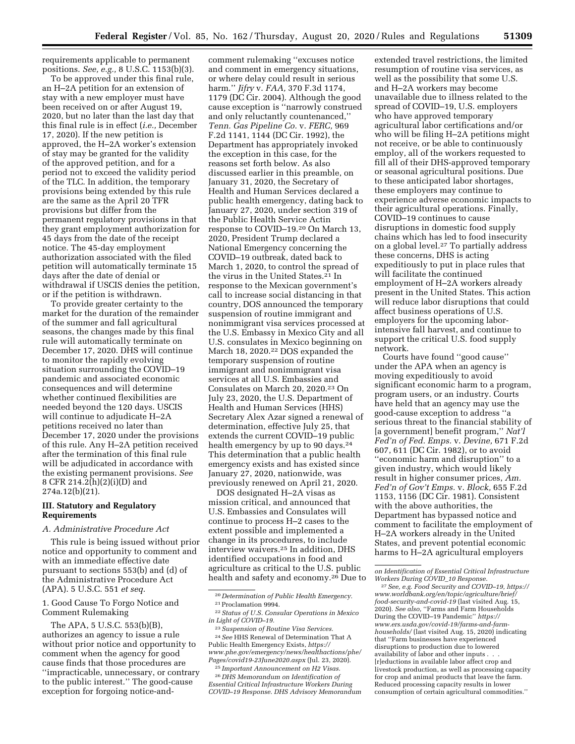requirements applicable to permanent positions. *See, e.g.,* 8 U.S.C. 1153(b)(3).

To be approved under this final rule, an H–2A petition for an extension of stay with a new employer must have been received on or after August 19, 2020, but no later than the last day that this final rule is in effect (*i.e.,* December 17, 2020). If the new petition is approved, the H–2A worker's extension of stay may be granted for the validity of the approved petition, and for a period not to exceed the validity period of the TLC. In addition, the temporary provisions being extended by this rule are the same as the April 20 TFR provisions but differ from the permanent regulatory provisions in that they grant employment authorization for 45 days from the date of the receipt notice. The 45-day employment authorization associated with the filed petition will automatically terminate 15 days after the date of denial or withdrawal if USCIS denies the petition, or if the petition is withdrawn.

To provide greater certainty to the market for the duration of the remainder of the summer and fall agricultural seasons, the changes made by this final rule will automatically terminate on December 17, 2020. DHS will continue to monitor the rapidly evolving situation surrounding the COVID–19 pandemic and associated economic consequences and will determine whether continued flexibilities are needed beyond the 120 days. USCIS will continue to adjudicate H–2A petitions received no later than December 17, 2020 under the provisions of this rule. Any H–2A petition received after the termination of this final rule will be adjudicated in accordance with the existing permanent provisions. *See* 8 CFR 214.2(h)(2)(i)(D) and 274a.12(b)(21).

## III. Statutory and Regulatory Requirements

### *A. Administrative Procedure Act*

This rule is being issued without prior notice and opportunity to comment and with an immediate effective date pursuant to sections 553(b) and (d) of the Administrative Procedure Act (APA). 5 U.S.C. 551 *et seq.*

#### 1. Good Cause To Forgo Notice and Comment Rulemaking

The APA, 5 U.S.C. 553(b)(B), authorizes an agency to issue a rule without prior notice and opportunity to comment when the agency for good cause finds that those procedures are ''impracticable, unnecessary, or contrary to the public interest.'' The good-cause exception for forgoing notice-and-comment rulemaking ''excuses notice and comment in emergency situations, or where delay could result in serious harm.'' *Jifry* v. *FAA,* 370 F.3d 1174, 1179 (DC Cir. 2004). Although the good cause exception is ''narrowly construed and only reluctantly countenanced,'' *Tenn. Gas Pipeline Co.* v. *FERC,* 969 F.2d 1141, 1144 (DC Cir. 1992), the Department has appropriately invoked the exception in this case, for the reasons set forth below. As also discussed earlier in this preamble, on January 31, 2020, the Secretary of Health and Human Services declared a public health emergency, dating back to January 27, 2020, under section 319 of the Public Health Service Actin response to COVID–19.[20] On March 13, 2020, President Trump declared a National Emergency concerning the COVID–19 outbreak, dated back to March 1, 2020, to control the spread of the virus in the United States.[21] In response to the Mexican government's call to increase social distancing in that country, DOS announced the temporary suspension of routine immigrant and nonimmigrant visa services processed at the U.S. Embassy in Mexico City and all U.S. consulates in Mexico beginning on March 18, 2020.[22] DOS expanded the temporary suspension of routine immigrant and nonimmigrant visa services at all U.S. Embassies and Consulates on March 20, 2020.[23] On July 23, 2020, the U.S. Department of Health and Human Services (HHS) Secretary Alex Azar signed a renewal of determination, effective July 25, that extends the current COVID–19 public health emergency by up to 90 days.[24] This determination that a public health emergency exists and has existed since January 27, 2020, nationwide, was previously renewed on April 21, 2020.

DOS designated H–2A visas as mission critical, and announced that U.S. Embassies and Consulates will continue to process H–2 cases to the extent possible and implemented a change in its procedures, to include interview waivers.[25] In addition, DHS identified occupations in food and agriculture as critical to the U.S. public health and safety and economy.[26] Due to extended travel restrictions, the limited resumption of routine visa services, as well as the possibility that some U.S. and H–2A workers may become unavailable due to illness related to the spread of COVID–19, U.S. employers who have approved temporary agricultural labor certifications and/or who will be filing H–2A petitions might not receive, or be able to continuously employ, all of the workers requested to fill all of their DHS-approved temporary or seasonal agricultural positions. Due to these anticipated labor shortages, these employers may continue to experience adverse economic impacts to their agricultural operations. Finally, COVID–19 continues to cause disruptions in domestic food supply chains which has led to food insecurity on a global level.[27] To partially address these concerns, DHS is acting expeditiously to put in place rules that will facilitate the continued employment of H–2A workers already present in the United States. This action will reduce labor disruptions that could affect business operations of U.S. employers for the upcoming labor-intensive fall harvest, and continue to support the critical U.S. food supply network.

Courts have found ''good cause'' under the APA when an agency is moving expeditiously to avoid significant economic harm to a program, program users, or an industry. Courts have held that an agency may use the good-cause exception to address ''a serious threat to the financial stability of [a government] benefit program,'' *Nat'l Fed'n of Fed. Emps.* v. *Devine,* 671 F.2d 607, 611 (DC Cir. 1982), or to avoid ''economic harm and disruption'' to a given industry, which would likely result in higher consumer prices, *Am. Fed'n of Gov't Emps.* v. *Block,* 655 F.2d 1153, 1156 (DC Cir. 1981). Consistent with the above authorities, the Department has bypassed notice and comment to facilitate the employment of H–2A workers already in the United States, and prevent potential economic harms to H–2A agricultural employers

---

[20] *Determination of Public Health Emergency.*

[21] Proclamation 9994.

[22] *Status of U.S. Consular Operations in Mexico in Light of COVID–19.*

[23] *Suspension of Routine Visa Services.*

[24] *See* HHS Renewal of Determination That A Public Health Emergency Exists, *https://www.phe.gov/emergency/news/healthactions/phe/Pages/covid19-23June2020.aspx* (Jul. 23, 2020).

[25] *Important Announcement on H2 Visas.*

[26] *DHS Memorandum on Identification of Essential Critical Infrastructure Workers During COVID–19 Response. DHS Advisory Memorandum on Identification of Essential Critical Infrastructure Workers During COVID_10 Response.*

[27] *See, e.g. Food Security and COVID–19, https://www.worldbank.org/en/topic/agriculture/brief/food-security-and-covid-19* (last visited Aug. 15, 2020). *See also,* ''Farms and Farm Households During the COVID–19 Pandemic'' *https://www.ers.usda.gov/covid-19/farms-and-farm-households/* (last visited Aug. 15, 2020) indicating that ''Farm businesses have experienced disruptions to production due to lowered availability of labor and other inputs . . . [r]eductions in available labor affect crop and livestock production, as well as processing capacity for crop and animal products that leave the farm. Reduced processing capacity results in lower consumption of certain agricultural commodities.''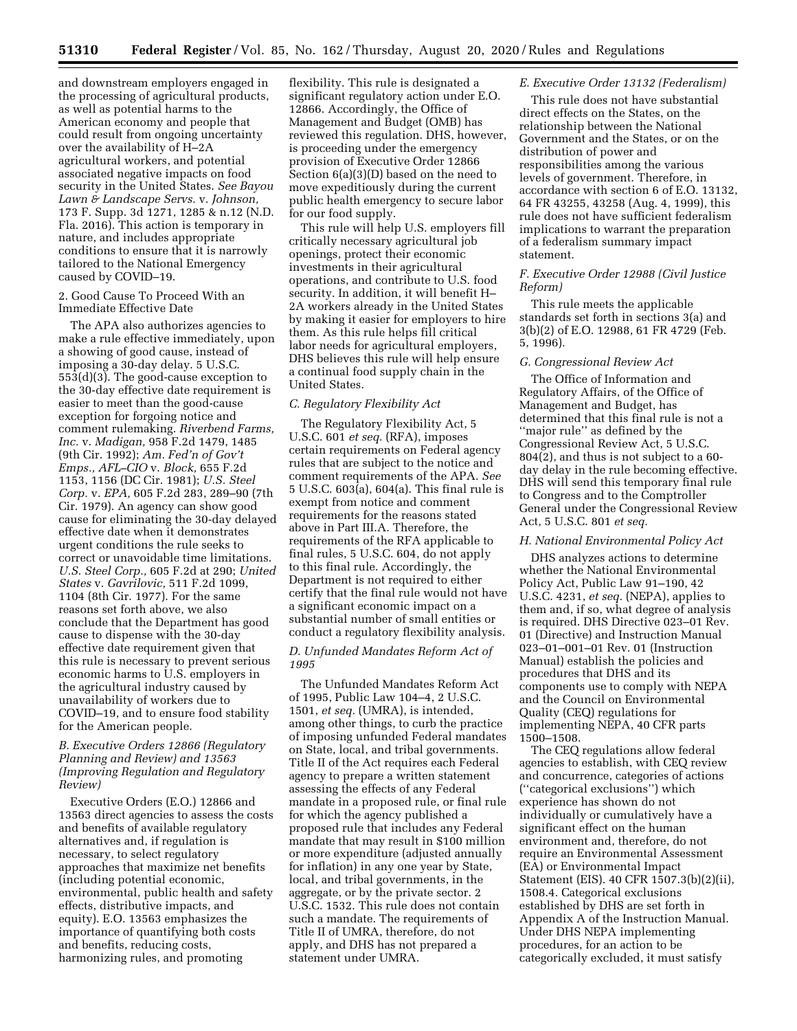and downstream employers engaged in the processing of agricultural products, as well as potential harms to the American economy and people that could result from ongoing uncertainty over the availability of H–2A agricultural workers, and potential associated negative impacts on food security in the United States. *See Bayou Lawn & Landscape Servs.* v. *Johnson,* 173 F. Supp. 3d 1271, 1285 & n.12 (N.D. Fla. 2016). This action is temporary in nature, and includes appropriate conditions to ensure that it is narrowly tailored to the National Emergency caused by COVID–19.

2. Good Cause To Proceed With an Immediate Effective Date

The APA also authorizes agencies to make a rule effective immediately, upon a showing of good cause, instead of imposing a 30-day delay. 5 U.S.C. 553(d)(3). The good-cause exception to the 30-day effective date requirement is easier to meet than the good-cause exception for forgoing notice and comment rulemaking. *Riverbend Farms, Inc.* v. *Madigan,* 958 F.2d 1479, 1485 (9th Cir. 1992); *Am. Fed'n of Gov't Emps., AFL–CIO* v. *Block,* 655 F.2d 1153, 1156 (DC Cir. 1981); *U.S. Steel Corp.* v. *EPA,* 605 F.2d 283, 289–90 (7th Cir. 1979). An agency can show good cause for eliminating the 30-day delayed effective date when it demonstrates urgent conditions the rule seeks to correct or unavoidable time limitations. *U.S. Steel Corp.,* 605 F.2d at 290; *United States* v. *Gavrilovic,* 511 F.2d 1099, 1104 (8th Cir. 1977). For the same reasons set forth above, we also conclude that the Department has good cause to dispense with the 30-day effective date requirement given that this rule is necessary to prevent serious economic harms to U.S. employers in the agricultural industry caused by unavailability of workers due to COVID–19, and to ensure food stability for the American people.

### *B. Executive Orders 12866 (Regulatory Planning and Review) and 13563 (Improving Regulation and Regulatory Review)*

Executive Orders (E.O.) 12866 and 13563 direct agencies to assess the costs and benefits of available regulatory alternatives and, if regulation is necessary, to select regulatory approaches that maximize net benefits (including potential economic, environmental, public health and safety effects, distributive impacts, and equity). E.O. 13563 emphasizes the importance of quantifying both costs and benefits, reducing costs, harmonizing rules, and promoting flexibility. This rule is designated a significant regulatory action under E.O. 12866. Accordingly, the Office of Management and Budget (OMB) has reviewed this regulation. DHS, however, is proceeding under the emergency provision of Executive Order 12866 Section 6(a)(3)(D) based on the need to move expeditiously during the current public health emergency to secure labor for our food supply.

This rule will help U.S. employers fill critically necessary agricultural job openings, protect their economic investments in their agricultural operations, and contribute to U.S. food security. In addition, it will benefit H–2A workers already in the United States by making it easier for employers to hire them. As this rule helps fill critical labor needs for agricultural employers, DHS believes this rule will help ensure a continual food supply chain in the United States.

### *C. Regulatory Flexibility Act*

The Regulatory Flexibility Act, 5 U.S.C. 601 *et seq.* (RFA), imposes certain requirements on Federal agency rules that are subject to the notice and comment requirements of the APA. *See* 5 U.S.C. 603(a), 604(a). This final rule is exempt from notice and comment requirements for the reasons stated above in Part III.A. Therefore, the requirements of the RFA applicable to final rules, 5 U.S.C. 604, do not apply to this final rule. Accordingly, the Department is not required to either certify that the final rule would not have a significant economic impact on a substantial number of small entities or conduct a regulatory flexibility analysis.

### *D. Unfunded Mandates Reform Act of 1995*

The Unfunded Mandates Reform Act of 1995, Public Law 104–4, 2 U.S.C. 1501, *et seq.* (UMRA), is intended, among other things, to curb the practice of imposing unfunded Federal mandates on State, local, and tribal governments. Title II of the Act requires each Federal agency to prepare a written statement assessing the effects of any Federal mandate in a proposed rule, or final rule for which the agency published a proposed rule that includes any Federal mandate that may result in $100 million or more expenditure (adjusted annually for inflation) in any one year by State, local, and tribal governments, in the aggregate, or by the private sector. 2 U.S.C. 1532. This rule does not contain such a mandate. The requirements of Title II of UMRA, therefore, do not apply, and DHS has not prepared a statement under UMRA.

### *E. Executive Order 13132 (Federalism)*

This rule does not have substantial direct effects on the States, on the relationship between the National Government and the States, or on the distribution of power and responsibilities among the various levels of government. Therefore, in accordance with section 6 of E.O. 13132, 64 FR 43255, 43258 (Aug. 4, 1999), this rule does not have sufficient federalism implications to warrant the preparation of a federalism summary impact statement.

### *F. Executive Order 12988 (Civil Justice Reform)*

This rule meets the applicable standards set forth in sections 3(a) and 3(b)(2) of E.O. 12988, 61 FR 4729 (Feb. 5, 1996).

### *G. Congressional Review Act*

The Office of Information and Regulatory Affairs, of the Office of Management and Budget, has determined that this final rule is not a ''major rule'' as defined by the Congressional Review Act, 5 U.S.C. 804(2), and thus is not subject to a 60-day delay in the rule becoming effective. DHS will send this temporary final rule to Congress and to the Comptroller General under the Congressional Review Act, 5 U.S.C. 801 *et seq.*

### *H. National Environmental Policy Act*

DHS analyzes actions to determine whether the National Environmental Policy Act, Public Law 91–190, 42 U.S.C. 4231, *et seq.* (NEPA), applies to them and, if so, what degree of analysis is required. DHS Directive 023–01 Rev. 01 (Directive) and Instruction Manual 023–01–001–01 Rev. 01 (Instruction Manual) establish the policies and procedures that DHS and its components use to comply with NEPA and the Council on Environmental Quality (CEQ) regulations for implementing NEPA, 40 CFR parts 1500–1508.

The CEQ regulations allow federal agencies to establish, with CEQ review and concurrence, categories of actions (''categorical exclusions'') which experience has shown do not individually or cumulatively have a significant effect on the human environment and, therefore, do not require an Environmental Assessment (EA) or Environmental Impact Statement (EIS). 40 CFR 1507.3(b)(2)(ii), 1508.4. Categorical exclusions established by DHS are set forth in Appendix A of the Instruction Manual. Under DHS NEPA implementing procedures, for an action to be categorically excluded, it must satisfy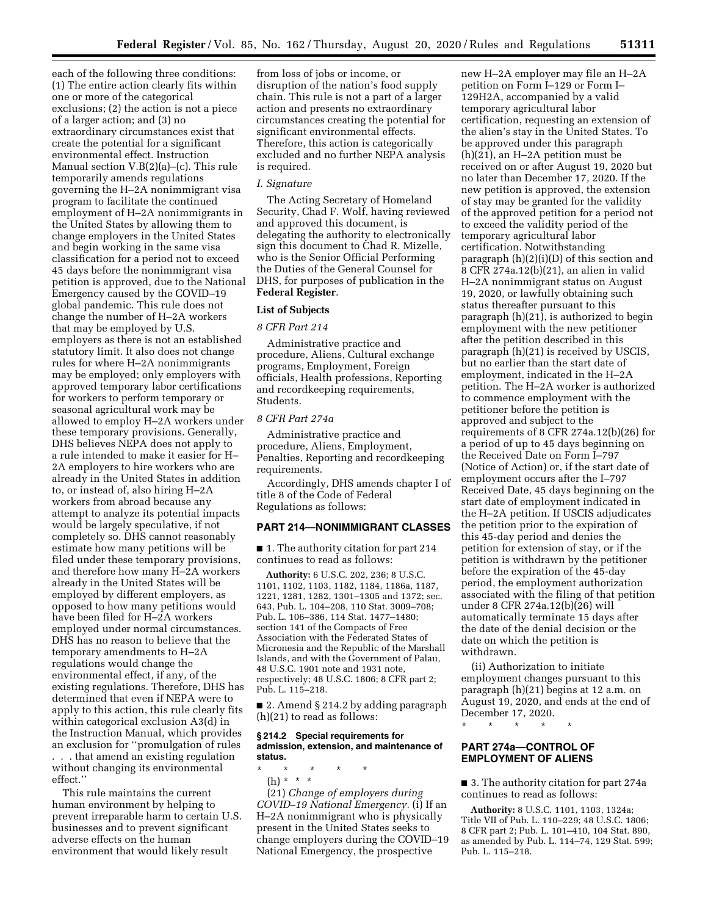each of the following three conditions: (1) The entire action clearly fits within one or more of the categorical exclusions; (2) the action is not a piece of a larger action; and (3) no extraordinary circumstances exist that create the potential for a significant environmental effect. Instruction Manual section V.B(2)(a)–(c). This rule temporarily amends regulations governing the H–2A nonimmigrant visa program to facilitate the continued employment of H–2A nonimmigrants in the United States by allowing them to change employers in the United States and begin working in the same visa classification for a period not to exceed 45 days before the nonimmigrant visa petition is approved, due to the National Emergency caused by the COVID–19 global pandemic. This rule does not change the number of H–2A workers that may be employed by U.S. employers as there is not an established statutory limit. It also does not change rules for where H–2A nonimmigrants may be employed; only employers with approved temporary labor certifications for workers to perform temporary or seasonal agricultural work may be allowed to employ H–2A workers under these temporary provisions. Generally, DHS believes NEPA does not apply to a rule intended to make it easier for H–2A employers to hire workers who are already in the United States in addition to, or instead of, also hiring H–2A workers from abroad because any attempt to analyze its potential impacts would be largely speculative, if not completely so. DHS cannot reasonably estimate how many petitions will be filed under these temporary provisions, and therefore how many H–2A workers already in the United States will be employed by different employers, as opposed to how many petitions would have been filed for H–2A workers employed under normal circumstances. DHS has no reason to believe that the temporary amendments to H–2A regulations would change the environmental effect, if any, of the existing regulations. Therefore, DHS has determined that even if NEPA were to apply to this action, this rule clearly fits within categorical exclusion A3(d) in the Instruction Manual, which provides an exclusion for ''promulgation of rules . . . that amend an existing regulation without changing its environmental effect.''

This rule maintains the current human environment by helping to prevent irreparable harm to certain U.S. businesses and to prevent significant adverse effects on the human environment that would likely result from loss of jobs or income, or disruption of the nation's food supply chain. This rule is not a part of a larger action and presents no extraordinary circumstances creating the potential for significant environmental effects. Therefore, this action is categorically excluded and no further NEPA analysis is required.

*I. Signature*

The Acting Secretary of Homeland Security, Chad F. Wolf, having reviewed and approved this document, is delegating the authority to electronically sign this document to Chad R. Mizelle, who is the Senior Official Performing the Duties of the General Counsel for DHS, for purposes of publication in the **Federal Register**.

**List of Subjects**

*8 CFR Part 214*

Administrative practice and procedure, Aliens, Cultural exchange programs, Employment, Foreign officials, Health professions, Reporting and recordkeeping requirements, Students.

*8 CFR Part 274a*

Administrative practice and procedure, Aliens, Employment, Penalties, Reporting and recordkeeping requirements.

Accordingly, DHS amends chapter I of title 8 of the Code of Federal Regulations as follows:

## PART 214—NONIMMIGRANT CLASSES

■ 1. The authority citation for part 214 continues to read as follows:

**Authority:** 6 U.S.C. 202, 236; 8 U.S.C. 1101, 1102, 1103, 1182, 1184, 1186a, 1187, 1221, 1281, 1282, 1301–1305 and 1372; sec. 643, Pub. L. 104–208, 110 Stat. 3009–708; Pub. L. 106–386, 114 Stat. 1477–1480; section 141 of the Compacts of Free Association with the Federated States of Micronesia and the Republic of the Marshall Islands, and with the Government of Palau, 48 U.S.C. 1901 note and 1931 note, respectively; 48 U.S.C. 1806; 8 CFR part 2; Pub. L. 115–218.

■ 2. Amend § 214.2 by adding paragraph (h)(21) to read as follows:

### § 214.2 Special requirements for admission, extension, and maintenance of status.

\* \* \* \* \*

(h) \* \* \*

(21) *Change of employers during COVID–19 National Emergency.* (i) If an H–2A nonimmigrant who is physically present in the United States seeks to change employers during the COVID–19 National Emergency, the prospective new H–2A employer may file an H–2A petition on Form I–129 or Form I–129H2A, accompanied by a valid temporary agricultural labor certification, requesting an extension of the alien's stay in the United States. To be approved under this paragraph (h)(21), an H–2A petition must be received on or after August 19, 2020 but no later than December 17, 2020. If the new petition is approved, the extension of stay may be granted for the validity of the approved petition for a period not to exceed the validity period of the temporary agricultural labor certification. Notwithstanding paragraph (h)(2)(i)(D) of this section and 8 CFR 274a.12(b)(21), an alien in valid H–2A nonimmigrant status on August 19, 2020, or lawfully obtaining such status thereafter pursuant to this paragraph (h)(21), is authorized to begin employment with the new petitioner after the petition described in this paragraph (h)(21) is received by USCIS, but no earlier than the start date of employment, indicated in the H–2A petition. The H–2A worker is authorized to commence employment with the petitioner before the petition is approved and subject to the requirements of 8 CFR 274a.12(b)(26) for a period of up to 45 days beginning on the Received Date on Form I–797 (Notice of Action) or, if the start date of employment occurs after the I–797 Received Date, 45 days beginning on the start date of employment indicated in the H–2A petition. If USCIS adjudicates the petition prior to the expiration of this 45-day period and denies the petition for extension of stay, or if the petition is withdrawn by the petitioner before the expiration of the 45-day period, the employment authorization associated with the filing of that petition under 8 CFR 274a.12(b)(26) will automatically terminate 15 days after the date of the denial decision or the date on which the petition is withdrawn.

(ii) Authorization to initiate employment changes pursuant to this paragraph (h)(21) begins at 12 a.m. on August 19, 2020, and ends at the end of December 17, 2020.

\* \* \* \* \*

## PART 274a—CONTROL OF EMPLOYMENT OF ALIENS

■ 3. The authority citation for part 274a continues to read as follows:

**Authority:** 8 U.S.C. 1101, 1103, 1324a; Title VII of Pub. L. 110–229; 48 U.S.C. 1806; 8 CFR part 2; Pub. L. 101–410, 104 Stat. 890, as amended by Pub. L. 114–74, 129 Stat. 599; Pub. L. 115–218.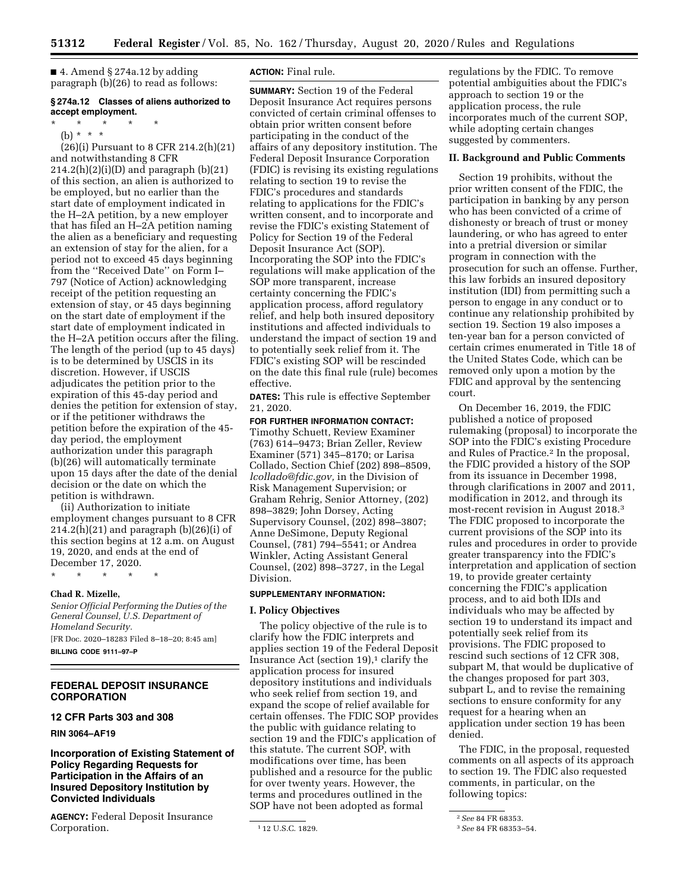■ 4. Amend § 274a.12 by adding paragraph (b)(26) to read as follows:

**§ 274a.12 Classes of aliens authorized to accept employment.**

\* \* \* \* \*

(b) \* \* \*

(26)(i) Pursuant to 8 CFR 214.2(h)(21) and notwithstanding 8 CFR 214.2(h)(2)(i)(D) and paragraph (b)(21) of this section, an alien is authorized to be employed, but no earlier than the start date of employment indicated in the H–2A petition, by a new employer that has filed an H–2A petition naming the alien as a beneficiary and requesting an extension of stay for the alien, for a period not to exceed 45 days beginning from the ''Received Date'' on Form I–797 (Notice of Action) acknowledging receipt of the petition requesting an extension of stay, or 45 days beginning on the start date of employment if the start date of employment indicated in the H–2A petition occurs after the filing. The length of the period (up to 45 days) is to be determined by USCIS in its discretion. However, if USCIS adjudicates the petition prior to the expiration of this 45-day period and denies the petition for extension of stay, or if the petitioner withdraws the petition before the expiration of the 45-day period, the employment authorization under this paragraph (b)(26) will automatically terminate upon 15 days after the date of the denial decision or the date on which the petition is withdrawn.

(ii) Authorization to initiate employment changes pursuant to 8 CFR 214.2(h)(21) and paragraph (b)(26)(i) of this section begins at 12 a.m. on August 19, 2020, and ends at the end of December 17, 2020.

\* \* \* \* \*

**Chad R. Mizelle,**

*Senior Official Performing the Duties of the General Counsel, U.S. Department of Homeland Security.*

[FR Doc. 2020–18283 Filed 8–18–20; 8:45 am]

**BILLING CODE 9111–97–P**

## FEDERAL DEPOSIT INSURANCE CORPORATION

### 12 CFR Parts 303 and 308

### RIN 3064–AF19

### Incorporation of Existing Statement of Policy Regarding Requests for Participation in the Affairs of an Insured Depository Institution by Convicted Individuals

**AGENCY:** Federal Deposit Insurance Corporation.

**ACTION:** Final rule.

**SUMMARY:** Section 19 of the Federal Deposit Insurance Act requires persons convicted of certain criminal offenses to obtain prior written consent before participating in the conduct of the affairs of any depository institution. The Federal Deposit Insurance Corporation (FDIC) is revising its existing regulations relating to section 19 to revise the FDIC's procedures and standards relating to applications for the FDIC's written consent, and to incorporate and revise the FDIC's existing Statement of Policy for Section 19 of the Federal Deposit Insurance Act (SOP). Incorporating the SOP into the FDIC's regulations will make application of the SOP more transparent, increase certainty concerning the FDIC's application process, afford regulatory relief, and help both insured depository institutions and affected individuals to understand the impact of section 19 and to potentially seek relief from it. The FDIC's existing SOP will be rescinded on the date this final rule (rule) becomes effective.

**DATES:** This rule is effective September 21, 2020.

**FOR FURTHER INFORMATION CONTACT:** Timothy Schuett, Review Examiner (763) 614–9473; Brian Zeller, Review Examiner (571) 345–8170; or Larisa Collado, Section Chief (202) 898–8509, *lcollado@fdic.gov,* in the Division of Risk Management Supervision; or Graham Rehrig, Senior Attorney, (202) 898–3829; John Dorsey, Acting Supervisory Counsel, (202) 898–3807; Anne DeSimone, Deputy Regional Counsel, (781) 794–5541; or Andrea Winkler, Acting Assistant General Counsel, (202) 898–3727, in the Legal Division.

**SUPPLEMENTARY INFORMATION:**

**I. Policy Objectives**

The policy objective of the rule is to clarify how the FDIC interprets and applies section 19 of the Federal Deposit Insurance Act (section 19),[1] clarify the application process for insured depository institutions and individuals who seek relief from section 19, and expand the scope of relief available for certain offenses. The FDIC SOP provides the public with guidance relating to section 19 and the FDIC's application of this statute. The current SOP, with modifications over time, has been published and a resource for the public for over twenty years. However, the terms and procedures outlined in the SOP have not been adopted as formal regulations by the FDIC. To remove potential ambiguities about the FDIC's approach to section 19 or the application process, the rule incorporates much of the current SOP, while adopting certain changes suggested by commenters.

**II. Background and Public Comments**

Section 19 prohibits, without the prior written consent of the FDIC, the participation in banking by any person who has been convicted of a crime of dishonesty or breach of trust or money laundering, or who has agreed to enter into a pretrial diversion or similar program in connection with the prosecution for such an offense. Further, this law forbids an insured depository institution (IDI) from permitting such a person to engage in any conduct or to continue any relationship prohibited by section 19. Section 19 also imposes a ten-year ban for a person convicted of certain crimes enumerated in Title 18 of the United States Code, which can be removed only upon a motion by the FDIC and approval by the sentencing court.

On December 16, 2019, the FDIC published a notice of proposed rulemaking (proposal) to incorporate the SOP into the FDIC's existing Procedure and Rules of Practice.[2] In the proposal, the FDIC provided a history of the SOP from its issuance in December 1998, through clarifications in 2007 and 2011, modification in 2012, and through its most-recent revision in August 2018.[3] The FDIC proposed to incorporate the current provisions of the SOP into its rules and procedures in order to provide greater transparency into the FDIC's interpretation and application of section 19, to provide greater certainty concerning the FDIC's application process, and to aid both IDIs and individuals who may be affected by section 19 to understand its impact and potentially seek relief from its provisions. The FDIC proposed to rescind such sections of 12 CFR 308, subpart M, that would be duplicative of the changes proposed for part 303, subpart L, and to revise the remaining sections to ensure conformity for any request for a hearing when an application under section 19 has been denied.

The FDIC, in the proposal, requested comments on all aspects of its approach to section 19. The FDIC also requested comments, in particular, on the following topics:

[1] 12 U.S.C. 1829.

[2] *See* 84 FR 68353.

[3] *See* 84 FR 68353–54.